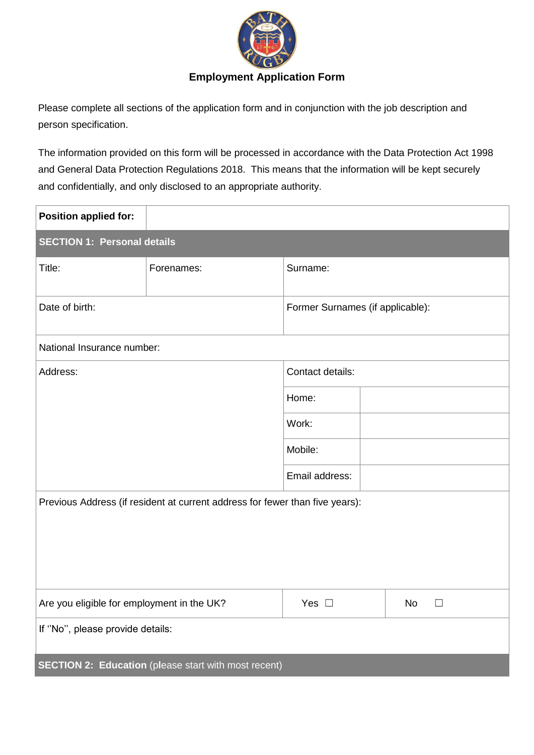# Employment Application Form

Please complete all sections of the application form and in conjunction with the job description and person specification.

The information provided on this form will be processed in accordance with the Data Protection Act 1998 and General Data Protection Regulations 2018. This means that the information will be kept securely and confidentially, and only disclosed to an appropriate authority.

| | | | | |
|---|---|---|---|---|
| **Position applied for:** | | | | |
| **SECTION 1: Personal details** | | | | |
| Title: | Forenames: | Surname: | | |
| Date of birth: | | Former Surnames (if applicable): | | |
| National Insurance number: | | | | |
| Address: | | Contact details: | | |
| | | Home: | | |
| | | Work: | | |
| | | Mobile: | | |
| | | Email address: | | |
| Previous Address (if resident at current address for fewer than five years): | | | | |
| Are you eligible for employment in the UK? | | Yes ☐ | | No ☐ |
| If ''No'', please provide details: | | | | |
| **SECTION 2: Education** (please start with most recent) | | | | |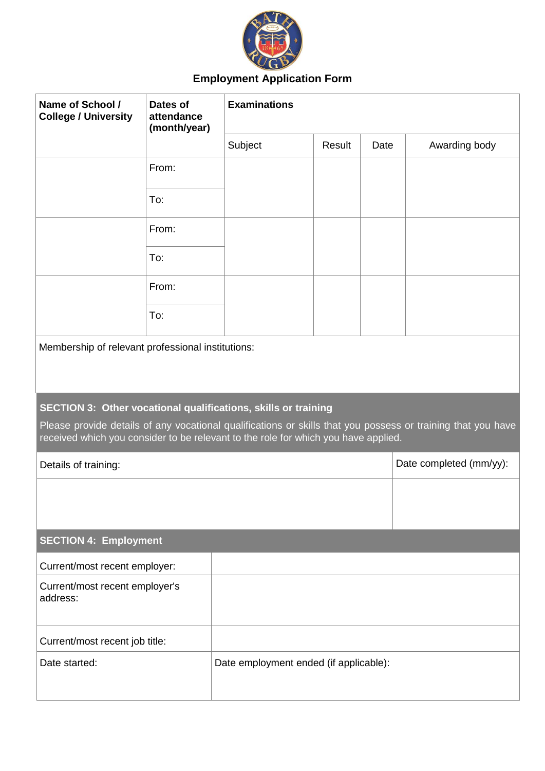**Employment Application Form**

| Name of School / College / University | Dates of attendance (month/year) | Examinations | | | |
|---|---|---|---|---|---|
| | | Subject | Result | Date | Awarding body |
| | From: | | | | |
| | To: | | | | |
| | From: | | | | |
| | To: | | | | |
| | From: | | | | |
| | To: | | | | |

Membership of relevant professional institutions:

## SECTION 3: Other vocational qualifications, skills or training

Please provide details of any vocational qualifications or skills that you possess or training that you have received which you consider to be relevant to the role for which you have applied.

| Details of training: | Date completed (mm/yy): |
|---|---|
| | |

## SECTION 4: Employment

| | |
|---|---|
| Current/most recent employer: | |
| Current/most recent employer's address: | |
| Current/most recent job title: | |
| Date started: | Date employment ended (if applicable): |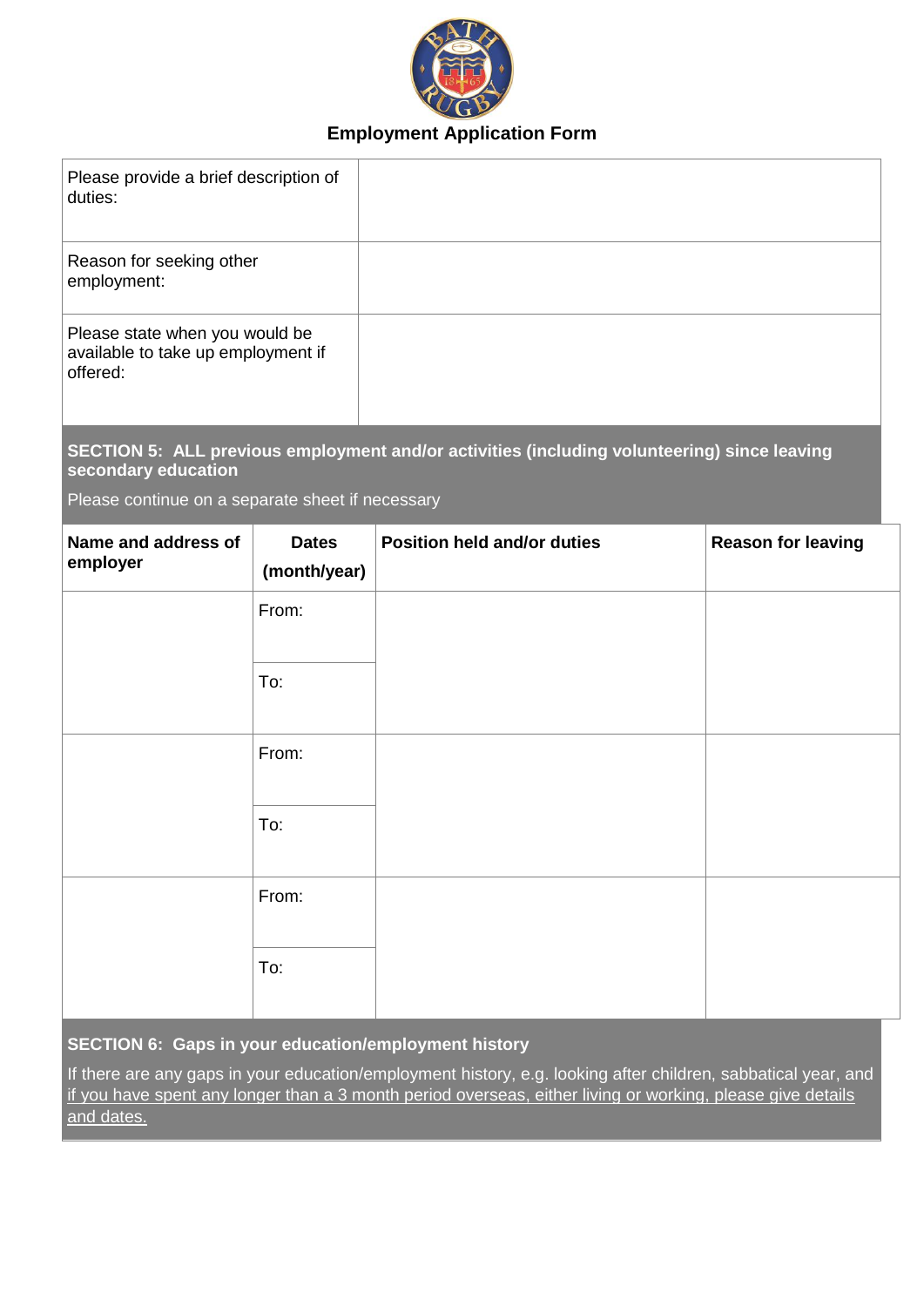## Employment Application Form

| | |
|---|---|
| Please provide a brief description of duties: | |
| Reason for seeking other employment: | |
| Please state when you would be available to take up employment if offered: | |

### SECTION 5: ALL previous employment and/or activities (including volunteering) since leaving secondary education

Please continue on a separate sheet if necessary

| Name and address of employer | Dates (month/year) | Position held and/or duties | Reason for leaving |
|---|---|---|---|
| | From: | | |
| | To: | | |
| | From: | | |
| | To: | | |
| | From: | | |
| | To: | | |

### SECTION 6: Gaps in your education/employment history

If there are any gaps in your education/employment history, e.g. looking after children, sabbatical year, and if you have spent any longer than a 3 month period overseas, either living or working, please give details and dates.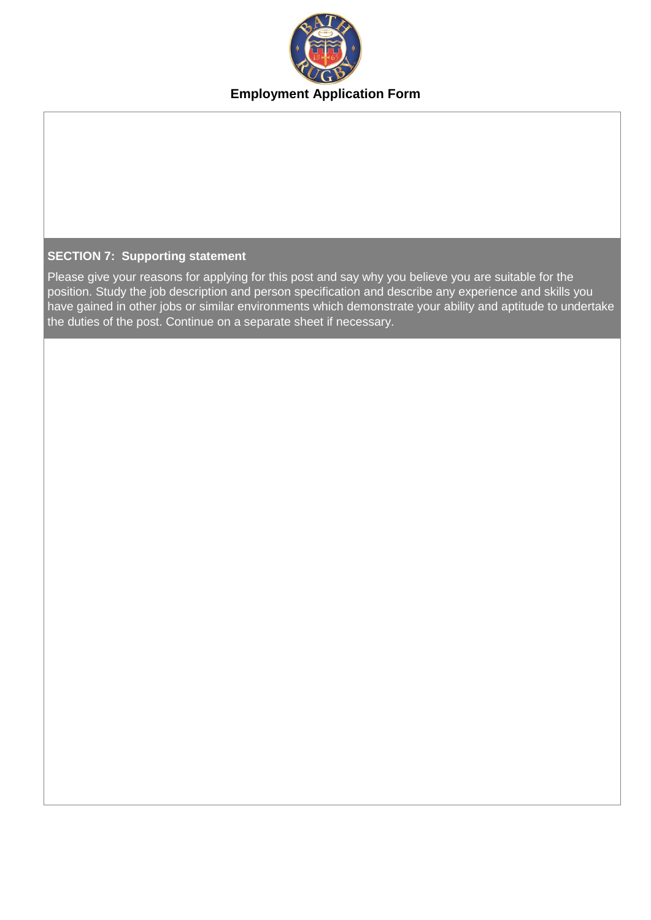**Employment Application Form**

**SECTION 7: Supporting statement**

Please give your reasons for applying for this post and say why you believe you are suitable for the position. Study the job description and person specification and describe any experience and skills you have gained in other jobs or similar environments which demonstrate your ability and aptitude to undertake the duties of the post. Continue on a separate sheet if necessary.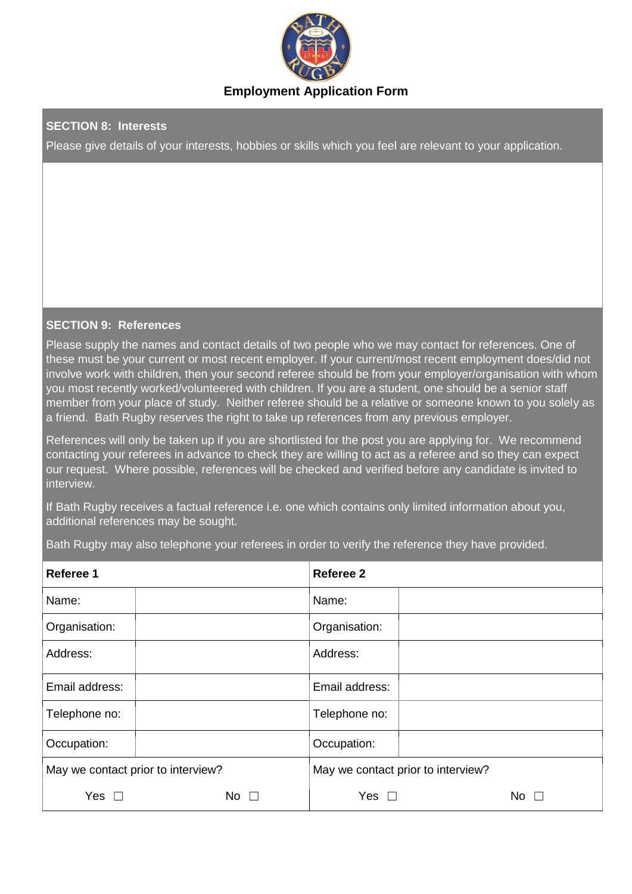**Employment Application Form**

**SECTION 8: Interests**

Please give details of your interests, hobbies or skills which you feel are relevant to your application.

**SECTION 9: References**

Please supply the names and contact details of two people who we may contact for references. One of these must be your current or most recent employer. If your current/most recent employment does/did not involve work with children, then your second referee should be from your employer/organisation with whom you most recently worked/volunteered with children. If you are a student, one should be a senior staff member from your place of study. Neither referee should be a relative or someone known to you solely as a friend. Bath Rugby reserves the right to take up references from any previous employer.

References will only be taken up if you are shortlisted for the post you are applying for. We recommend contacting your referees in advance to check they are willing to act as a referee and so they can expect our request. Where possible, references will be checked and verified before any candidate is invited to interview.

If Bath Rugby receives a factual reference i.e. one which contains only limited information about you, additional references may be sought.

Bath Rugby may also telephone your referees in order to verify the reference they have provided.

| **Referee 1** | | **Referee 2** | |
|---|---|---|---|
| Name: | | Name: | |
| Organisation: | | Organisation: | |
| Address: | | Address: | |
| Email address: | | Email address: | |
| Telephone no: | | Telephone no: | |
| Occupation: | | Occupation: | |
| May we contact prior to interview? | | May we contact prior to interview? | |
| Yes ☐ | No ☐ | Yes ☐ | No ☐ |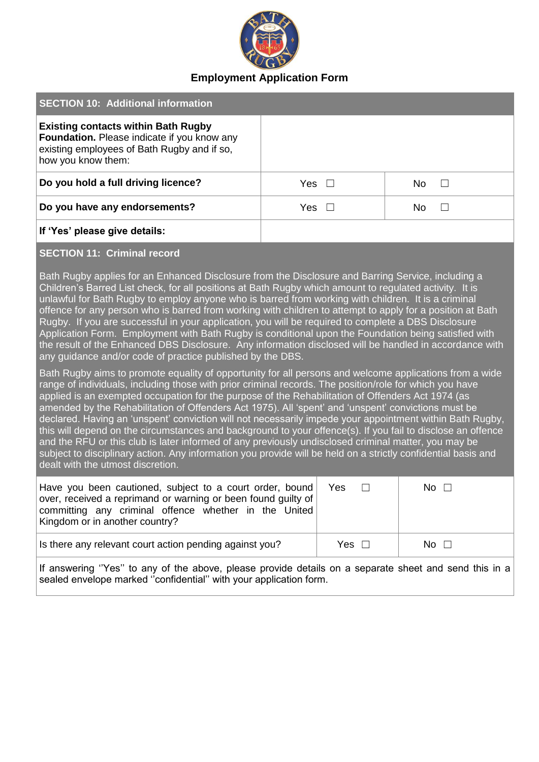**Employment Application Form**

| SECTION 10: Additional information | | |
|---|---|---|
| **Existing contacts within Bath Rugby Foundation.** Please indicate if you know any existing employees of Bath Rugby and if so, how you know them: | | |
| **Do you hold a full driving licence?** | Yes ☐ | No ☐ |
| **Do you have any endorsements?** | Yes ☐ | No ☐ |
| **If 'Yes' please give details:** | | |

**SECTION 11: Criminal record**

Bath Rugby applies for an Enhanced Disclosure from the Disclosure and Barring Service, including a Children's Barred List check, for all positions at Bath Rugby which amount to regulated activity. It is unlawful for Bath Rugby to employ anyone who is barred from working with children. It is a criminal offence for any person who is barred from working with children to attempt to apply for a position at Bath Rugby. If you are successful in your application, you will be required to complete a DBS Disclosure Application Form. Employment with Bath Rugby is conditional upon the Foundation being satisfied with the result of the Enhanced DBS Disclosure. Any information disclosed will be handled in accordance with any guidance and/or code of practice published by the DBS.

Bath Rugby aims to promote equality of opportunity for all persons and welcome applications from a wide range of individuals, including those with prior criminal records. The position/role for which you have applied is an exempted occupation for the purpose of the Rehabilitation of Offenders Act 1974 (as amended by the Rehabilitation of Offenders Act 1975). All 'spent' and 'unspent' convictions must be declared. Having an 'unspent' conviction will not necessarily impede your appointment within Bath Rugby, this will depend on the circumstances and background to your offence(s). If you fail to disclose an offence and the RFU or this club is later informed of any previously undisclosed criminal matter, you may be subject to disciplinary action. Any information you provide will be held on a strictly confidential basis and dealt with the utmost discretion.

| | | |
|---|---|---|
| Have you been cautioned, subject to a court order, bound over, received a reprimand or warning or been found guilty of committing any criminal offence whether in the United Kingdom or in another country? | Yes ☐ | No ☐ |
| Is there any relevant court action pending against you? | Yes ☐ | No ☐ |

If answering ''Yes'' to any of the above, please provide details on a separate sheet and send this in a sealed envelope marked ''confidential'' with your application form.